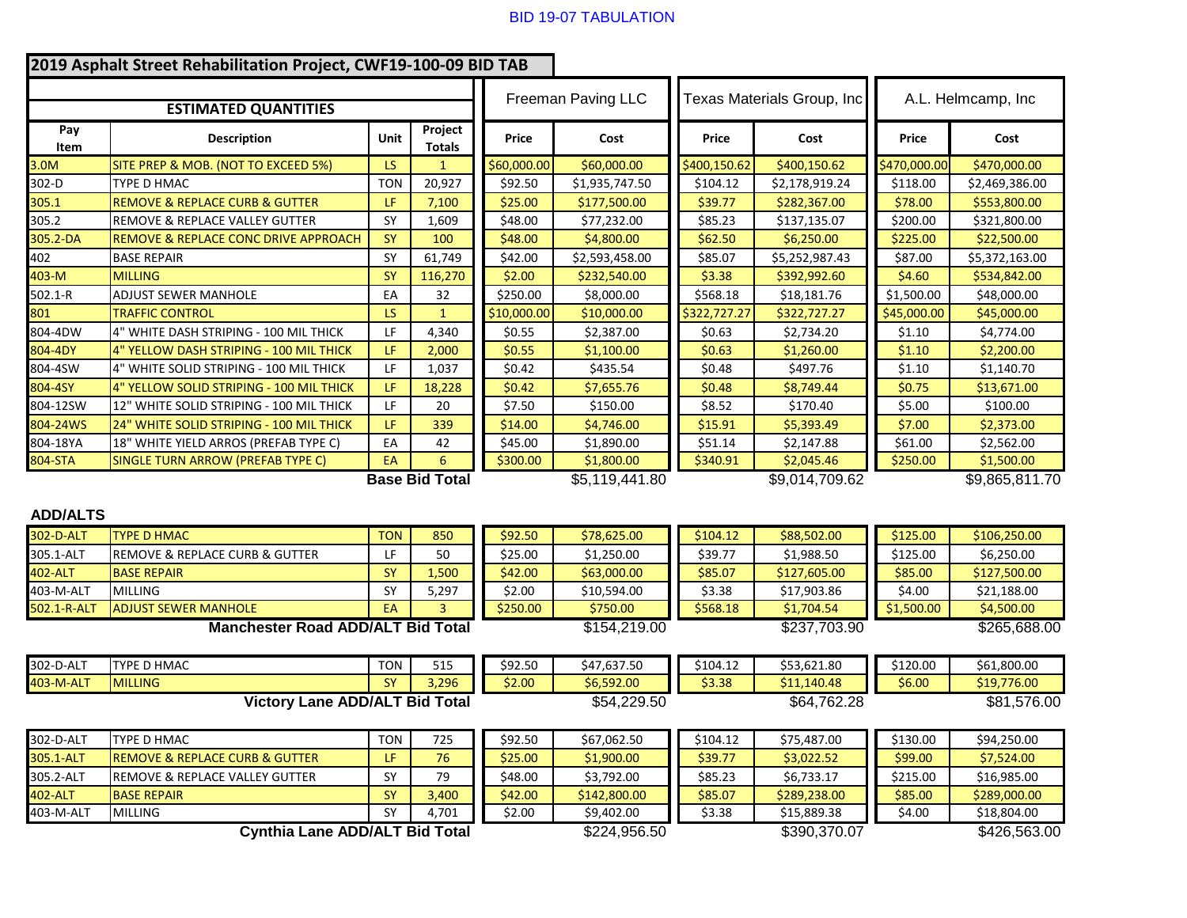# BID 19-07 TABULATION

## 2019 Asphalt Street Rehabilitation Project, CWF19-100-09 BID TAB

| ESTIMATED QUANTITIES | | | | Freeman Paving LLC | | Texas Materials Group, Inc | | A.L. Helmcamp, Inc | |
|---|---|---|---|---|---|---|---|---|---|
| Pay Item | Description | Unit | Project Totals | Price | Cost | Price | Cost | Price | Cost |
| 3.0M | SITE PREP & MOB. (NOT TO EXCEED 5%) | LS | 1 | $60,000.00 | $60,000.00 | $400,150.62 | $400,150.62 | $470,000.00 | $470,000.00 |
| 302-D | TYPE D HMAC | TON | 20,927 | $92.50 | $1,935,747.50 | $104.12 | $2,178,919.24 | $118.00 | $2,469,386.00 |
| 305.1 | REMOVE & REPLACE CURB & GUTTER | LF | 7,100 | $25.00 | $177,500.00 | $39.77 | $282,367.00 | $78.00 | $553,800.00 |
| 305.2 | REMOVE & REPLACE VALLEY GUTTER | SY | 1,609 | $48.00 | $77,232.00 | $85.23 | $137,135.07 | $200.00 | $321,800.00 |
| 305.2-DA | REMOVE & REPLACE CONC DRIVE APPROACH | SY | 100 | $48.00 | $4,800.00 | $62.50 | $6,250.00 | $225.00 | $22,500.00 |
| 402 | BASE REPAIR | SY | 61,749 | $42.00 | $2,593,458.00 | $85.07 | $5,252,987.43 | $87.00 | $5,372,163.00 |
| 403-M | MILLING | SY | 116,270 | $2.00 | $232,540.00 | $3.38 | $392,992.60 | $4.60 | $534,842.00 |
| 502.1-R | ADJUST SEWER MANHOLE | EA | 32 | $250.00 | $8,000.00 | $568.18 | $18,181.76 | $1,500.00 | $48,000.00 |
| 801 | TRAFFIC CONTROL | LS | 1 | $10,000.00 | $10,000.00 | $322,727.27 | $322,727.27 | $45,000.00 | $45,000.00 |
| 804-4DW | 4" WHITE DASH STRIPING - 100 MIL THICK | LF | 4,340 | $0.55 | $2,387.00 | $0.63 | $2,734.20 | $1.10 | $4,774.00 |
| 804-4DY | 4" YELLOW DASH STRIPING - 100 MIL THICK | LF | 2,000 | $0.55 | $1,100.00 | $0.63 | $1,260.00 | $1.10 | $2,200.00 |
| 804-4SW | 4" WHITE SOLID STRIPING - 100 MIL THICK | LF | 1,037 | $0.42 | $435.54 | $0.48 | $497.76 | $1.10 | $1,140.70 |
| 804-4SY | 4" YELLOW SOLID STRIPING - 100 MIL THICK | LF | 18,228 | $0.42 | $7,655.76 | $0.48 | $8,749.44 | $0.75 | $13,671.00 |
| 804-12SW | 12" WHITE SOLID STRIPING - 100 MIL THICK | LF | 20 | $7.50 | $150.00 | $8.52 | $170.40 | $5.00 | $100.00 |
| 804-24WS | 24" WHITE SOLID STRIPING - 100 MIL THICK | LF | 339 | $14.00 | $4,746.00 | $15.91 | $5,393.49 | $7.00 | $2,373.00 |
| 804-18YA | 18" WHITE YIELD ARROS (PREFAB TYPE C) | EA | 42 | $45.00 | $1,890.00 | $51.14 | $2,147.88 | $61.00 | $2,562.00 |
| 804-STA | SINGLE TURN ARROW (PREFAB TYPE C) | EA | 6 | $300.00 | $1,800.00 | $340.91 | $2,045.46 | $250.00 | $1,500.00 |
| | | **Base Bid Total** | | | $5,119,441.80 | | $9,014,709.62 | | $9,865,811.70 |

### ADD/ALTS

| Pay Item | Description | Unit | Project Totals | Freeman Paving LLC Price | Freeman Paving LLC Cost | Texas Materials Group, Inc Price | Texas Materials Group, Inc Cost | A.L. Helmcamp, Inc Price | A.L. Helmcamp, Inc Cost |
|---|---|---|---|---|---|---|---|---|---|
| 302-D-ALT | TYPE D HMAC | TON | 850 | $92.50 | $78,625.00 | $104.12 | $88,502.00 | $125.00 | $106,250.00 |
| 305.1-ALT | REMOVE & REPLACE CURB & GUTTER | LF | 50 | $25.00 | $1,250.00 | $39.77 | $1,988.50 | $125.00 | $6,250.00 |
| 402-ALT | BASE REPAIR | SY | 1,500 | $42.00 | $63,000.00 | $85.07 | $127,605.00 | $85.00 | $127,500.00 |
| 403-M-ALT | MILLING | SY | 5,297 | $2.00 | $10,594.00 | $3.38 | $17,903.86 | $4.00 | $21,188.00 |
| 502.1-R-ALT | ADJUST SEWER MANHOLE | EA | 3 | $250.00 | $750.00 | $568.18 | $1,704.54 | $1,500.00 | $4,500.00 |
| | **Manchester Road ADD/ALT Bid Total** | | | | $154,219.00 | | $237,703.90 | | $265,688.00 |
| 302-D-ALT | TYPE D HMAC | TON | 515 | $92.50 | $47,637.50 | $104.12 | $53,621.80 | $120.00 | $61,800.00 |
| 403-M-ALT | MILLING | SY | 3,296 | $2.00 | $6,592.00 | $3.38 | $11,140.48 | $6.00 | $19,776.00 |
| | **Victory Lane ADD/ALT Bid Total** | | | | $54,229.50 | | $64,762.28 | | $81,576.00 |
| 302-D-ALT | TYPE D HMAC | TON | 725 | $92.50 | $67,062.50 | $104.12 | $75,487.00 | $130.00 | $94,250.00 |
| 305.1-ALT | REMOVE & REPLACE CURB & GUTTER | LF | 76 | $25.00 | $1,900.00 | $39.77 | $3,022.52 | $99.00 | $7,524.00 |
| 305.2-ALT | REMOVE & REPLACE VALLEY GUTTER | SY | 79 | $48.00 | $3,792.00 | $85.23 | $6,733.17 | $215.00 | $16,985.00 |
| 402-ALT | BASE REPAIR | SY | 3,400 | $42.00 | $142,800.00 | $85.07 | $289,238.00 | $85.00 | $289,000.00 |
| 403-M-ALT | MILLING | SY | 4,701 | $2.00 | $9,402.00 | $3.38 | $15,889.38 | $4.00 | $18,804.00 |
| | **Cynthia Lane ADD/ALT Bid Total** | | | | $224,956.50 | | $390,370.07 | | $426,563.00 |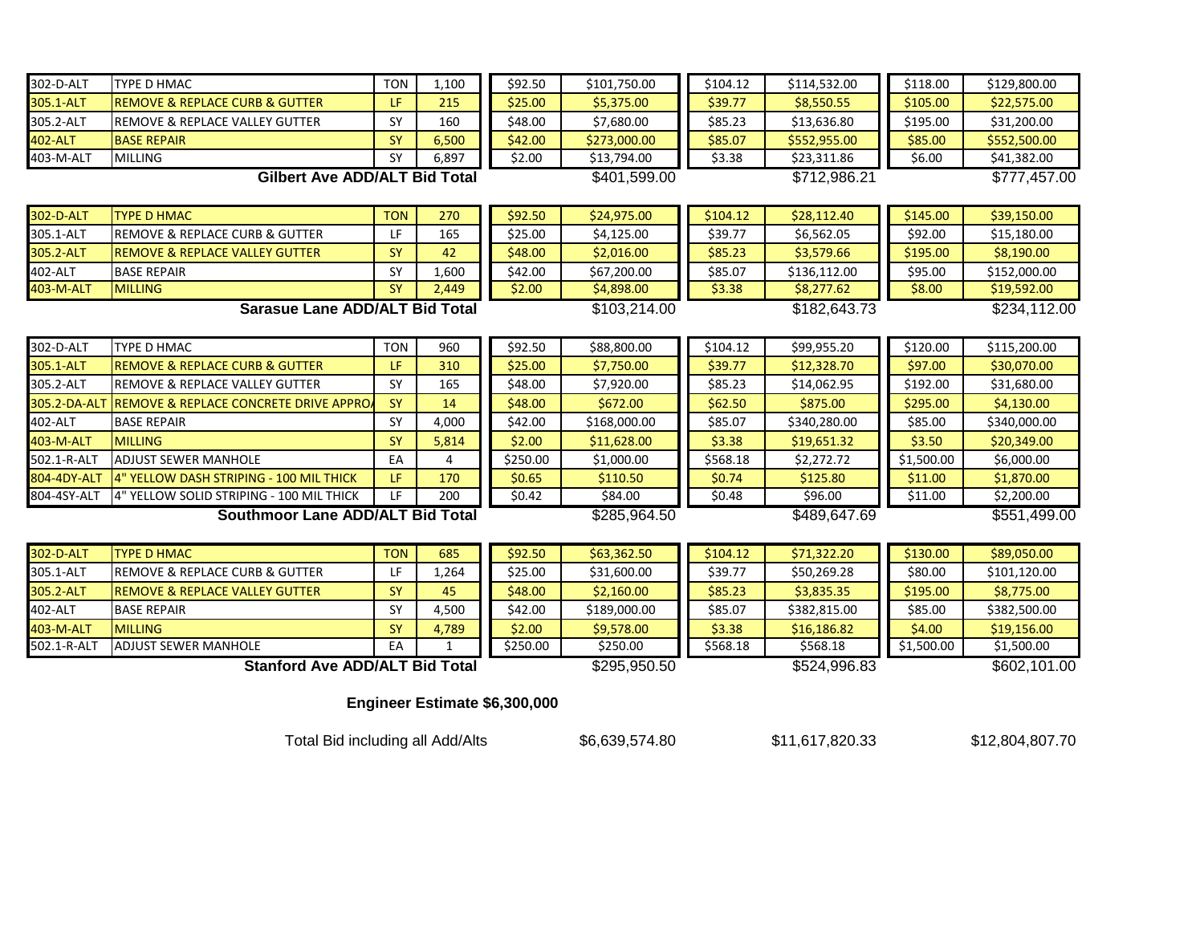| | | | | | | | | | |
|---|---|---|---|---|---|---|---|---|---|
| 302-D-ALT | TYPE D HMAC | TON | 1,100 | $92.50 | $101,750.00 | $104.12 | $114,532.00 | $118.00 | $129,800.00 |
| 305.1-ALT | REMOVE & REPLACE CURB & GUTTER | LF | 215 | $25.00 | $5,375.00 | $39.77 | $8,550.55 | $105.00 | $22,575.00 |
| 305.2-ALT | REMOVE & REPLACE VALLEY GUTTER | SY | 160 | $48.00 | $7,680.00 | $85.23 | $13,636.80 | $195.00 | $31,200.00 |
| 402-ALT | BASE REPAIR | SY | 6,500 | $42.00 | $273,000.00 | $85.07 | $552,955.00 | $85.00 | $552,500.00 |
| 403-M-ALT | MILLING | SY | 6,897 | $2.00 | $13,794.00 | $3.38 | $23,311.86 | $6.00 | $41,382.00 |
| | **Gilbert Ave ADD/ALT Bid Total** | | | | $401,599.00 | | $712,986.21 | | $777,457.00 |

| | | | | | | | | | |
|---|---|---|---|---|---|---|---|---|---|
| 302-D-ALT | TYPE D HMAC | TON | 270 | $92.50 | $24,975.00 | $104.12 | $28,112.40 | $145.00 | $39,150.00 |
| 305.1-ALT | REMOVE & REPLACE CURB & GUTTER | LF | 165 | $25.00 | $4,125.00 | $39.77 | $6,562.05 | $92.00 | $15,180.00 |
| 305.2-ALT | REMOVE & REPLACE VALLEY GUTTER | SY | 42 | $48.00 | $2,016.00 | $85.23 | $3,579.66 | $195.00 | $8,190.00 |
| 402-ALT | BASE REPAIR | SY | 1,600 | $42.00 | $67,200.00 | $85.07 | $136,112.00 | $95.00 | $152,000.00 |
| 403-M-ALT | MILLING | SY | 2,449 | $2.00 | $4,898.00 | $3.38 | $8,277.62 | $8.00 | $19,592.00 |
| | **Sarasue Lane ADD/ALT Bid Total** | | | | $103,214.00 | | $182,643.73 | | $234,112.00 |

| | | | | | | | | | |
|---|---|---|---|---|---|---|---|---|---|
| 302-D-ALT | TYPE D HMAC | TON | 960 | $92.50 | $88,800.00 | $104.12 | $99,955.20 | $120.00 | $115,200.00 |
| 305.1-ALT | REMOVE & REPLACE CURB & GUTTER | LF | 310 | $25.00 | $7,750.00 | $39.77 | $12,328.70 | $97.00 | $30,070.00 |
| 305.2-ALT | REMOVE & REPLACE VALLEY GUTTER | SY | 165 | $48.00 | $7,920.00 | $85.23 | $14,062.95 | $192.00 | $31,680.00 |
| 305.2-DA-ALT | REMOVE & REPLACE CONCRETE DRIVE APPRO | SY | 14 | $48.00 | $672.00 | $62.50 | $875.00 | $295.00 | $4,130.00 |
| 402-ALT | BASE REPAIR | SY | 4,000 | $42.00 | $168,000.00 | $85.07 | $340,280.00 | $85.00 | $340,000.00 |
| 403-M-ALT | MILLING | SY | 5,814 | $2.00 | $11,628.00 | $3.38 | $19,651.32 | $3.50 | $20,349.00 |
| 502.1-R-ALT | ADJUST SEWER MANHOLE | EA | 4 | $250.00 | $1,000.00 | $568.18 | $2,272.72 | $1,500.00 | $6,000.00 |
| 804-4DY-ALT | 4" YELLOW DASH STRIPING - 100 MIL THICK | LF | 170 | $0.65 | $110.50 | $0.74 | $125.80 | $11.00 | $1,870.00 |
| 804-4SY-ALT | 4" YELLOW SOLID STRIPING - 100 MIL THICK | LF | 200 | $0.42 | $84.00 | $0.48 | $96.00 | $11.00 | $2,200.00 |
| | **Southmoor Lane ADD/ALT Bid Total** | | | | $285,964.50 | | $489,647.69 | | $551,499.00 |

| | | | | | | | | | |
|---|---|---|---|---|---|---|---|---|---|
| 302-D-ALT | TYPE D HMAC | TON | 685 | $92.50 | $63,362.50 | $104.12 | $71,322.20 | $130.00 | $89,050.00 |
| 305.1-ALT | REMOVE & REPLACE CURB & GUTTER | LF | 1,264 | $25.00 | $31,600.00 | $39.77 | $50,269.28 | $80.00 | $101,120.00 |
| 305.2-ALT | REMOVE & REPLACE VALLEY GUTTER | SY | 45 | $48.00 | $2,160.00 | $85.23 | $3,835.35 | $195.00 | $8,775.00 |
| 402-ALT | BASE REPAIR | SY | 4,500 | $42.00 | $189,000.00 | $85.07 | $382,815.00 | $85.00 | $382,500.00 |
| 403-M-ALT | MILLING | SY | 4,789 | $2.00 | $9,578.00 | $3.38 | $16,186.82 | $4.00 | $19,156.00 |
| 502.1-R-ALT | ADJUST SEWER MANHOLE | EA | 1 | $250.00 | $250.00 | $568.18 | $568.18 | $1,500.00 | $1,500.00 |
| | **Stanford Ave ADD/ALT Bid Total** | | | | $295,950.50 | | $524,996.83 | | $602,101.00 |

**Engineer Estimate $6,300,000**

| | | | |
|---|---|---|---|
| Total Bid including all Add/Alts | $6,639,574.80 | $11,617,820.33 | $12,804,807.70 |